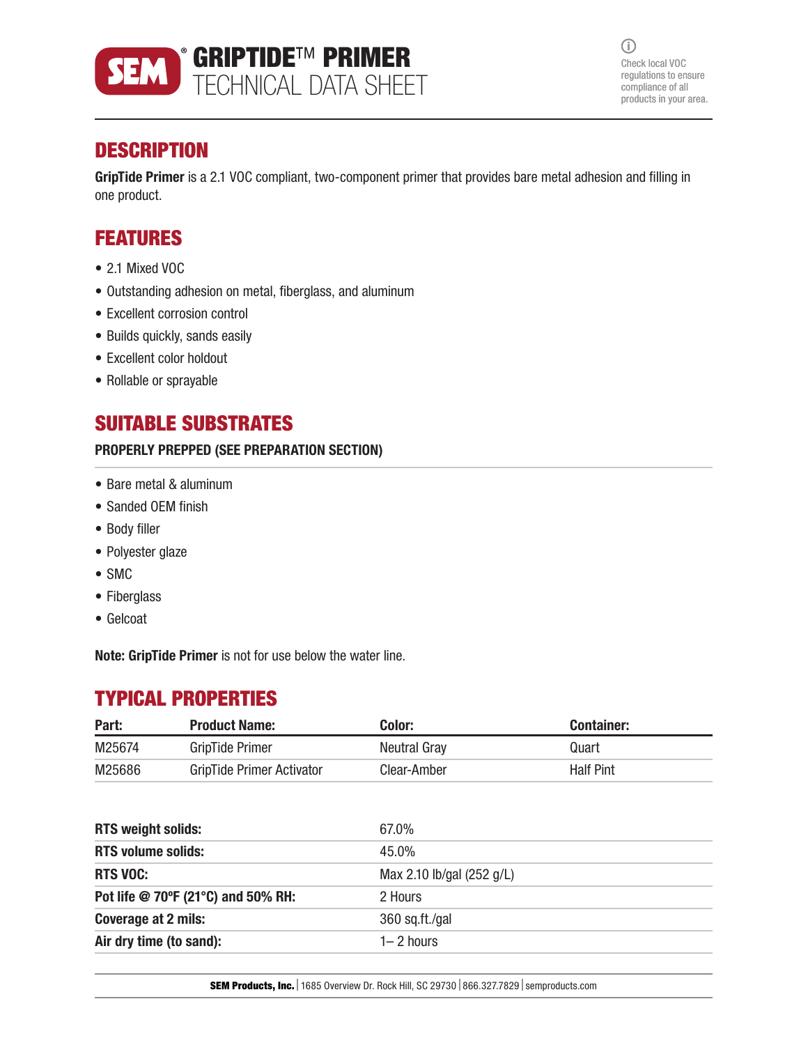# GRIPTIDE™ PRIMER
## TECHNICAL DATA SHEET

Check local VOC regulations to ensure compliance of all products in your area.

## DESCRIPTION

**GripTide Primer** is a 2.1 VOC compliant, two-component primer that provides bare metal adhesion and filling in one product.

## FEATURES

- 2.1 Mixed VOC
- Outstanding adhesion on metal, fiberglass, and aluminum
- Excellent corrosion control
- Builds quickly, sands easily
- Excellent color holdout
- Rollable or sprayable

## SUITABLE SUBSTRATES

**PROPERLY PREPPED (SEE PREPARATION SECTION)**

- Bare metal & aluminum
- Sanded OEM finish
- Body filler
- Polyester glaze
- SMC
- Fiberglass
- Gelcoat

**Note: GripTide Primer** is not for use below the water line.

## TYPICAL PROPERTIES

| Part: | Product Name: | Color: | Container: |
|---|---|---|---|
| M25674 | GripTide Primer | Neutral Gray | Quart |
| M25686 | GripTide Primer Activator | Clear-Amber | Half Pint |

| | |
|---|---|
| **RTS weight solids:** | 67.0% |
| **RTS volume solids:** | 45.0% |
| **RTS VOC:** | Max 2.10 lb/gal (252 g/L) |
| **Pot life @ 70ºF (21°C) and 50% RH:** | 2 Hours |
| **Coverage at 2 mils:** | 360 sq.ft./gal |
| **Air dry time (to sand):** | 1– 2 hours |

**SEM Products, Inc.** | 1685 Overview Dr. Rock Hill, SC 29730 | 866.327.7829 | semproducts.com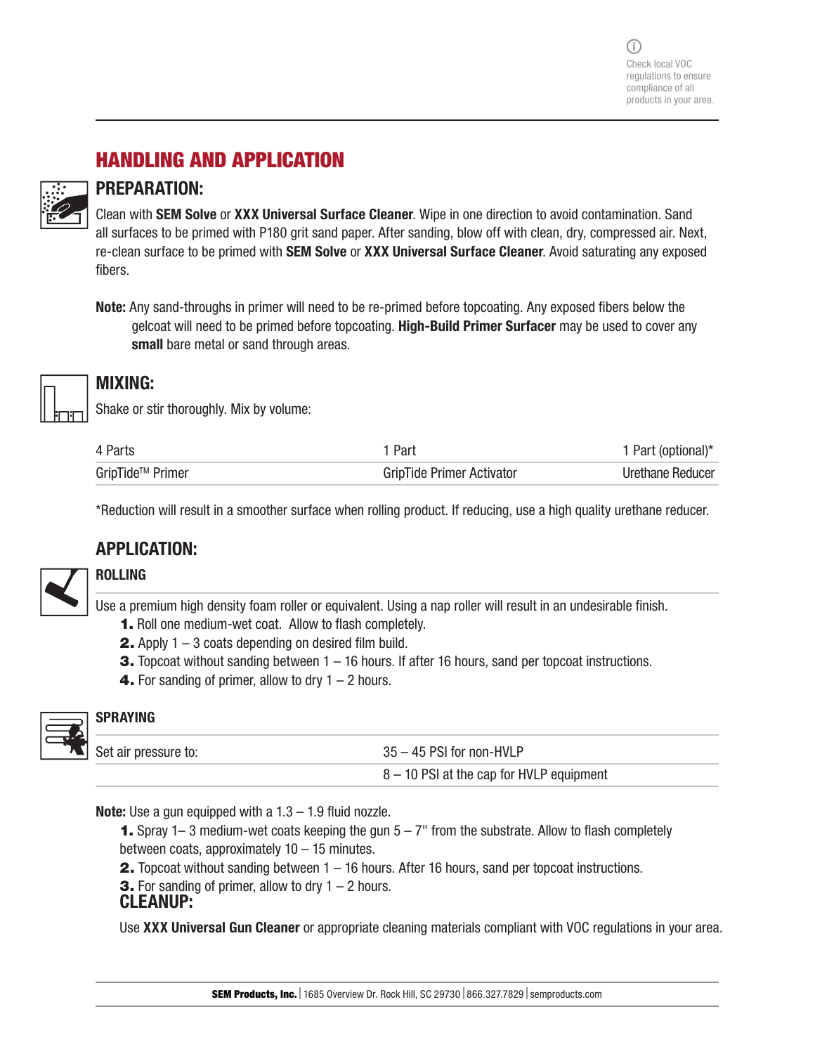Check local VOC regulations to ensure compliance of all products in your area.

## HANDLING AND APPLICATION

### PREPARATION:

Clean with **SEM Solve** or **XXX Universal Surface Cleaner**. Wipe in one direction to avoid contamination. Sand all surfaces to be primed with P180 grit sand paper. After sanding, blow off with clean, dry, compressed air. Next, re-clean surface to be primed with **SEM Solve** or **XXX Universal Surface Cleaner**. Avoid saturating any exposed fibers.

**Note:** Any sand-throughs in primer will need to be re-primed before topcoating. Any exposed fibers below the gelcoat will need to be primed before topcoating. **High-Build Primer Surfacer** may be used to cover any **small** bare metal or sand through areas.

### MIXING:

Shake or stir thoroughly. Mix by volume:

| 4 Parts | 1 Part | 1 Part (optional)* |
|---|---|---|
| GripTide™ Primer | GripTide Primer Activator | Urethane Reducer |

*Reduction will result in a smoother surface when rolling product. If reducing, use a high quality urethane reducer.

### APPLICATION:

#### ROLLING

Use a premium high density foam roller or equivalent. Using a nap roller will result in an undesirable finish.

1. Roll one medium-wet coat. Allow to flash completely.
2. Apply 1 – 3 coats depending on desired film build.
3. Topcoat without sanding between 1 – 16 hours. If after 16 hours, sand per topcoat instructions.
4. For sanding of primer, allow to dry 1 – 2 hours.

#### SPRAYING

| Set air pressure to: | 35 – 45 PSI for non-HVLP |
|---|---|
| | 8 – 10 PSI at the cap for HVLP equipment |

**Note:** Use a gun equipped with a 1.3 – 1.9 fluid nozzle.

1. Spray 1– 3 medium-wet coats keeping the gun 5 – 7" from the substrate. Allow to flash completely between coats, approximately 10 – 15 minutes.
2. Topcoat without sanding between 1 – 16 hours. After 16 hours, sand per topcoat instructions.
3. For sanding of primer, allow to dry 1 – 2 hours.

### CLEANUP:

Use **XXX Universal Gun Cleaner** or appropriate cleaning materials compliant with VOC regulations in your area.

**SEM Products, Inc.** | 1685 Overview Dr. Rock Hill, SC 29730 | 866.327.7829 | semproducts.com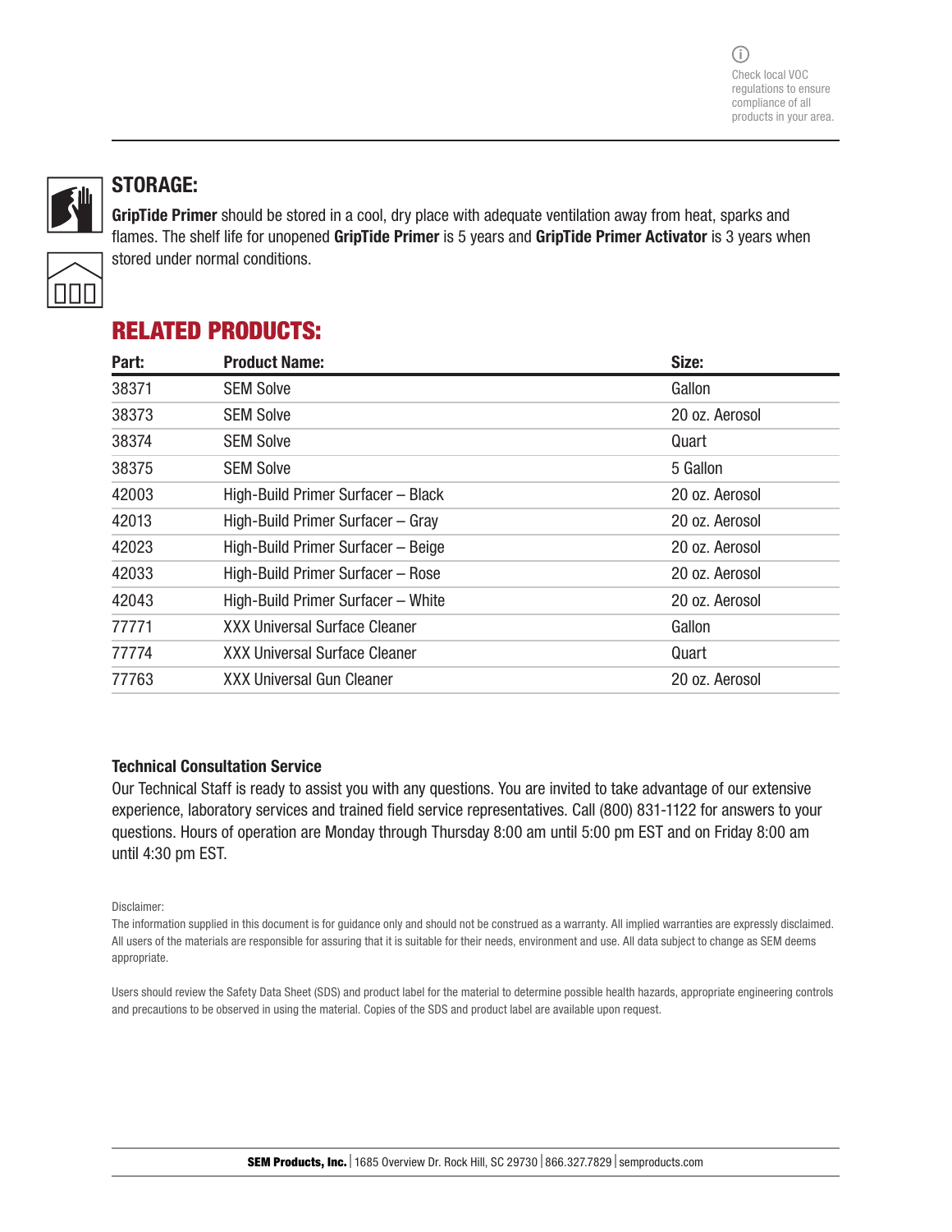Check local VOC regulations to ensure compliance of all products in your area.

## STORAGE:

**GripTide Primer** should be stored in a cool, dry place with adequate ventilation away from heat, sparks and flames. The shelf life for unopened **GripTide Primer** is 5 years and **GripTide Primer Activator** is 3 years when stored under normal conditions.

## RELATED PRODUCTS:

| Part: | Product Name: | Size: |
|---|---|---|
| 38371 | SEM Solve | Gallon |
| 38373 | SEM Solve | 20 oz. Aerosol |
| 38374 | SEM Solve | Quart |
| 38375 | SEM Solve | 5 Gallon |
| 42003 | High-Build Primer Surfacer – Black | 20 oz. Aerosol |
| 42013 | High-Build Primer Surfacer – Gray | 20 oz. Aerosol |
| 42023 | High-Build Primer Surfacer – Beige | 20 oz. Aerosol |
| 42033 | High-Build Primer Surfacer – Rose | 20 oz. Aerosol |
| 42043 | High-Build Primer Surfacer – White | 20 oz. Aerosol |
| 77771 | XXX Universal Surface Cleaner | Gallon |
| 77774 | XXX Universal Surface Cleaner | Quart |
| 77763 | XXX Universal Gun Cleaner | 20 oz. Aerosol |

### Technical Consultation Service

Our Technical Staff is ready to assist you with any questions. You are invited to take advantage of our extensive experience, laboratory services and trained field service representatives. Call (800) 831-1122 for answers to your questions. Hours of operation are Monday through Thursday 8:00 am until 5:00 pm EST and on Friday 8:00 am until 4:30 pm EST.

Disclaimer:
The information supplied in this document is for guidance only and should not be construed as a warranty. All implied warranties are expressly disclaimed. All users of the materials are responsible for assuring that it is suitable for their needs, environment and use. All data subject to change as SEM deems appropriate.

Users should review the Safety Data Sheet (SDS) and product label for the material to determine possible health hazards, appropriate engineering controls and precautions to be observed in using the material. Copies of the SDS and product label are available upon request.

**SEM Products, Inc.** | 1685 Overview Dr. Rock Hill, SC 29730 | 866.327.7829 | semproducts.com